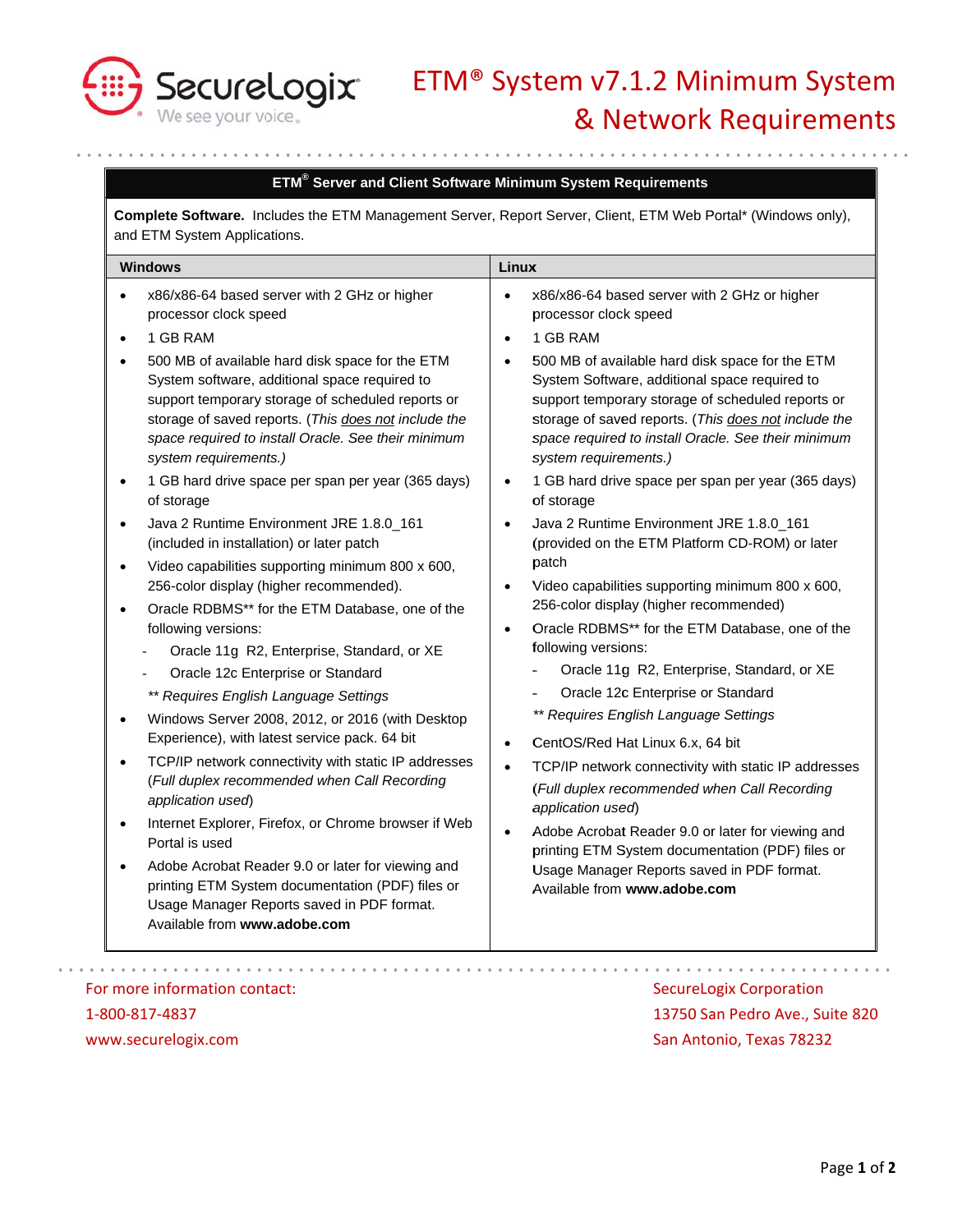# ETM® System v7.1.2 Minimum System & Network Requirements

## ETM® Server and Client Software Minimum System Requirements

**Complete Software.** Includes the ETM Management Server, Report Server, Client, ETM Web Portal* (Windows only), and ETM System Applications.

### Windows

- x86/x86-64 based server with 2 GHz or higher processor clock speed
- 1 GB RAM
- 500 MB of available hard disk space for the ETM System software, additional space required to support temporary storage of scheduled reports or storage of saved reports. (*This does not include the space required to install Oracle. See their minimum system requirements.*)
- 1 GB hard drive space per span per year (365 days) of storage
- Java 2 Runtime Environment JRE 1.8.0_161 (included in installation) or later patch
- Video capabilities supporting minimum 800 x 600, 256-color display (higher recommended).
- Oracle RDBMS** for the ETM Database, one of the following versions:
  - Oracle 11g R2, Enterprise, Standard, or XE
  - Oracle 12c Enterprise or Standard

  *** Requires English Language Settings*
- Windows Server 2008, 2012, or 2016 (with Desktop Experience), with latest service pack. 64 bit
- TCP/IP network connectivity with static IP addresses (*Full duplex recommended when Call Recording application used*)
- Internet Explorer, Firefox, or Chrome browser if Web Portal is used
- Adobe Acrobat Reader 9.0 or later for viewing and printing ETM System documentation (PDF) files or Usage Manager Reports saved in PDF format. Available from **www.adobe.com**

### Linux

- x86/x86-64 based server with 2 GHz or higher processor clock speed
- 1 GB RAM
- 500 MB of available hard disk space for the ETM System Software, additional space required to support temporary storage of scheduled reports or storage of saved reports. (*This does not include the space required to install Oracle. See their minimum system requirements.*)
- 1 GB hard drive space per span per year (365 days) of storage
- Java 2 Runtime Environment JRE 1.8.0_161 (provided on the ETM Platform CD-ROM) or later patch
- Video capabilities supporting minimum 800 x 600, 256-color display (higher recommended)
- Oracle RDBMS** for the ETM Database, one of the following versions:
  - Oracle 11g R2, Enterprise, Standard, or XE
  - Oracle 12c Enterprise or Standard

  *** Requires English Language Settings*
- CentOS/Red Hat Linux 6.x, 64 bit
- TCP/IP network connectivity with static IP addresses (*Full duplex recommended when Call Recording application used*)
- Adobe Acrobat Reader 9.0 or later for viewing and printing ETM System documentation (PDF) files or Usage Manager Reports saved in PDF format. Available from **www.adobe.com**

For more information contact:
1-800-817-4837
www.securelogix.com

SecureLogix Corporation
13750 San Pedro Ave., Suite 820
San Antonio, Texas 78232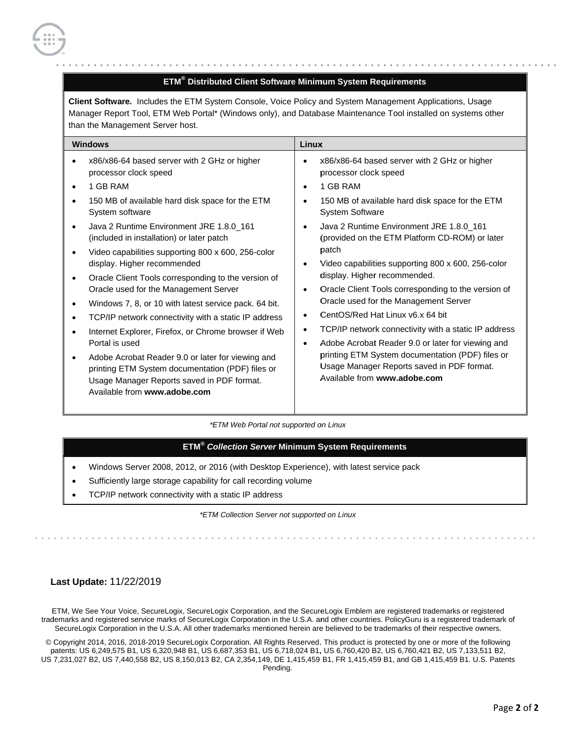## ETM® Distributed Client Software Minimum System Requirements

**Client Software.** Includes the ETM System Console, Voice Policy and System Management Applications, Usage Manager Report Tool, ETM Web Portal* (Windows only), and Database Maintenance Tool installed on systems other than the Management Server host.

| Windows | Linux |
| --- | --- |
| • x86/x86-64 based server with 2 GHz or higher processor clock speed<br>• 1 GB RAM<br>• 150 MB of available hard disk space for the ETM System software<br>• Java 2 Runtime Environment JRE 1.8.0_161 (included in installation) or later patch<br>• Video capabilities supporting 800 x 600, 256-color display. Higher recommended<br>• Oracle Client Tools corresponding to the version of Oracle used for the Management Server<br>• Windows 7, 8, or 10 with latest service pack. 64 bit.<br>• TCP/IP network connectivity with a static IP address<br>• Internet Explorer, Firefox, or Chrome browser if Web Portal is used<br>• Adobe Acrobat Reader 9.0 or later for viewing and printing ETM System documentation (PDF) files or Usage Manager Reports saved in PDF format. Available from **www.adobe.com** | • x86/x86-64 based server with 2 GHz or higher processor clock speed<br>• 1 GB RAM<br>• 150 MB of available hard disk space for the ETM System Software<br>• Java 2 Runtime Environment JRE 1.8.0_161 (provided on the ETM Platform CD-ROM) or later patch<br>• Video capabilities supporting 800 x 600, 256-color display. Higher recommended.<br>• Oracle Client Tools corresponding to the version of Oracle used for the Management Server<br>• CentOS/Red Hat Linux v6.x 64 bit<br>• TCP/IP network connectivity with a static IP address<br>• Adobe Acrobat Reader 9.0 or later for viewing and printing ETM System documentation (PDF) files or Usage Manager Reports saved in PDF format. Available from **www.adobe.com** |

*\*ETM Web Portal not supported on Linux*

## ETM® *Collection Server* Minimum System Requirements

- Windows Server 2008, 2012, or 2016 (with Desktop Experience), with latest service pack
- Sufficiently large storage capability for call recording volume
- TCP/IP network connectivity with a static IP address

*\*ETM Collection Server not supported on Linux*

**Last Update:** 11/22/2019

ETM, We See Your Voice, SecureLogix, SecureLogix Corporation, and the SecureLogix Emblem are registered trademarks or registered trademarks and registered service marks of SecureLogix Corporation in the U.S.A. and other countries. PolicyGuru is a registered trademark of SecureLogix Corporation in the U.S.A. All other trademarks mentioned herein are believed to be trademarks of their respective owners.

© Copyright 2014, 2016, 2018-2019 SecureLogix Corporation. All Rights Reserved. This product is protected by one or more of the following patents: US 6,249,575 B1, US 6,320,948 B1, US 6,687,353 B1, US 6,718,024 B1, US 6,760,420 B2, US 6,760,421 B2, US 7,133,511 B2, US 7,231,027 B2, US 7,440,558 B2, US 8,150,013 B2, CA 2,354,149, DE 1,415,459 B1, FR 1,415,459 B1, and GB 1,415,459 B1. U.S. Patents Pending.